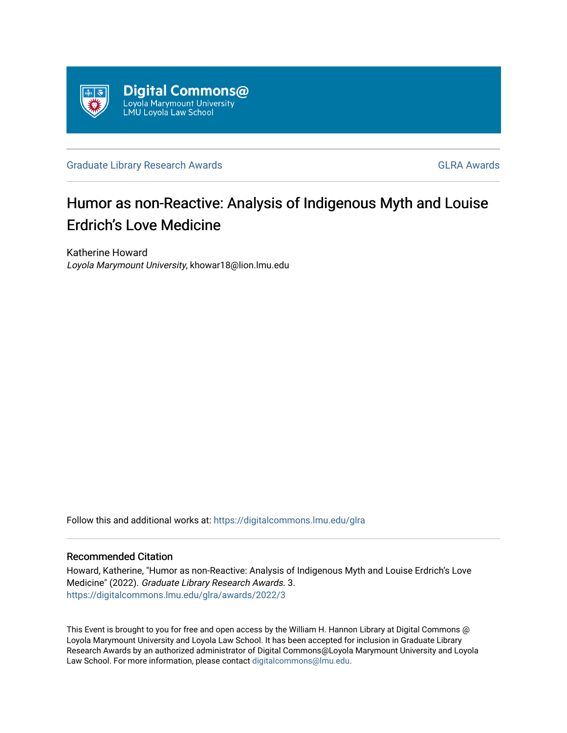Digital Commons@
Loyola Marymount University
LMU Loyola Law School

Graduate Library Research Awards

GLRA Awards

# Humor as non-Reactive: Analysis of Indigenous Myth and Louise Erdrich's Love Medicine

Katherine Howard
*Loyola Marymount University*, khowar18@lion.lmu.edu

Follow this and additional works at: https://digitalcommons.lmu.edu/glra

## Recommended Citation

Howard, Katherine, "Humor as non-Reactive: Analysis of Indigenous Myth and Louise Erdrich's Love Medicine" (2022). *Graduate Library Research Awards.* 3.
https://digitalcommons.lmu.edu/glra/awards/2022/3

This Event is brought to you for free and open access by the William H. Hannon Library at Digital Commons @ Loyola Marymount University and Loyola Law School. It has been accepted for inclusion in Graduate Library Research Awards by an authorized administrator of Digital Commons@Loyola Marymount University and Loyola Law School. For more information, please contact digitalcommons@lmu.edu.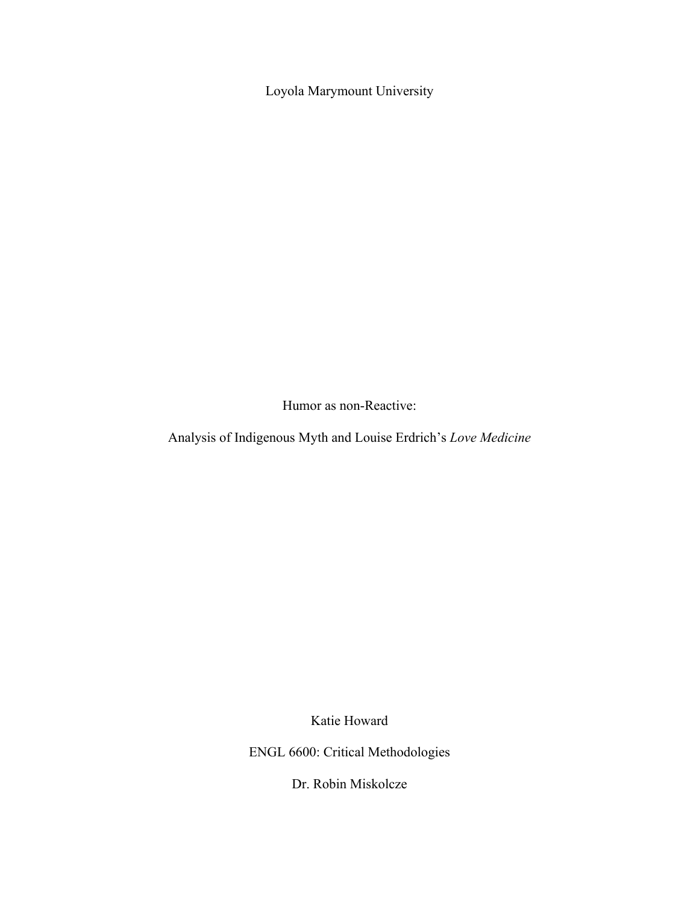Loyola Marymount University

# Humor as non-Reactive:

## Analysis of Indigenous Myth and Louise Erdrich's *Love Medicine*

Katie Howard

ENGL 6600: Critical Methodologies

Dr. Robin Miskolcze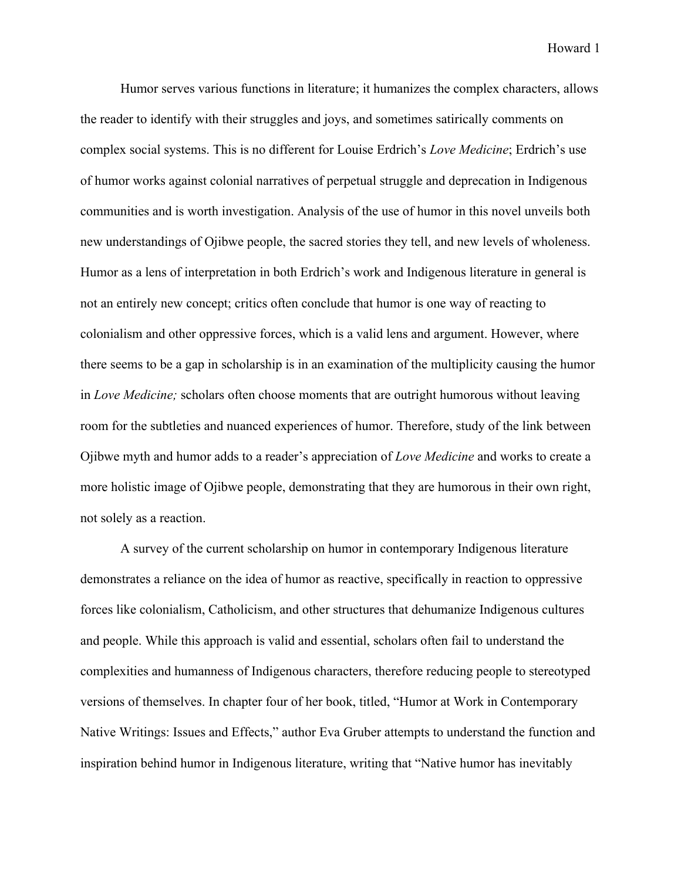Humor serves various functions in literature; it humanizes the complex characters, allows the reader to identify with their struggles and joys, and sometimes satirically comments on complex social systems. This is no different for Louise Erdrich's *Love Medicine*; Erdrich's use of humor works against colonial narratives of perpetual struggle and deprecation in Indigenous communities and is worth investigation. Analysis of the use of humor in this novel unveils both new understandings of Ojibwe people, the sacred stories they tell, and new levels of wholeness. Humor as a lens of interpretation in both Erdrich's work and Indigenous literature in general is not an entirely new concept; critics often conclude that humor is one way of reacting to colonialism and other oppressive forces, which is a valid lens and argument. However, where there seems to be a gap in scholarship is in an examination of the multiplicity causing the humor in *Love Medicine;* scholars often choose moments that are outright humorous without leaving room for the subtleties and nuanced experiences of humor. Therefore, study of the link between Ojibwe myth and humor adds to a reader's appreciation of *Love Medicine* and works to create a more holistic image of Ojibwe people, demonstrating that they are humorous in their own right, not solely as a reaction.

A survey of the current scholarship on humor in contemporary Indigenous literature demonstrates a reliance on the idea of humor as reactive, specifically in reaction to oppressive forces like colonialism, Catholicism, and other structures that dehumanize Indigenous cultures and people. While this approach is valid and essential, scholars often fail to understand the complexities and humanness of Indigenous characters, therefore reducing people to stereotyped versions of themselves. In chapter four of her book, titled, "Humor at Work in Contemporary Native Writings: Issues and Effects," author Eva Gruber attempts to understand the function and inspiration behind humor in Indigenous literature, writing that "Native humor has inevitably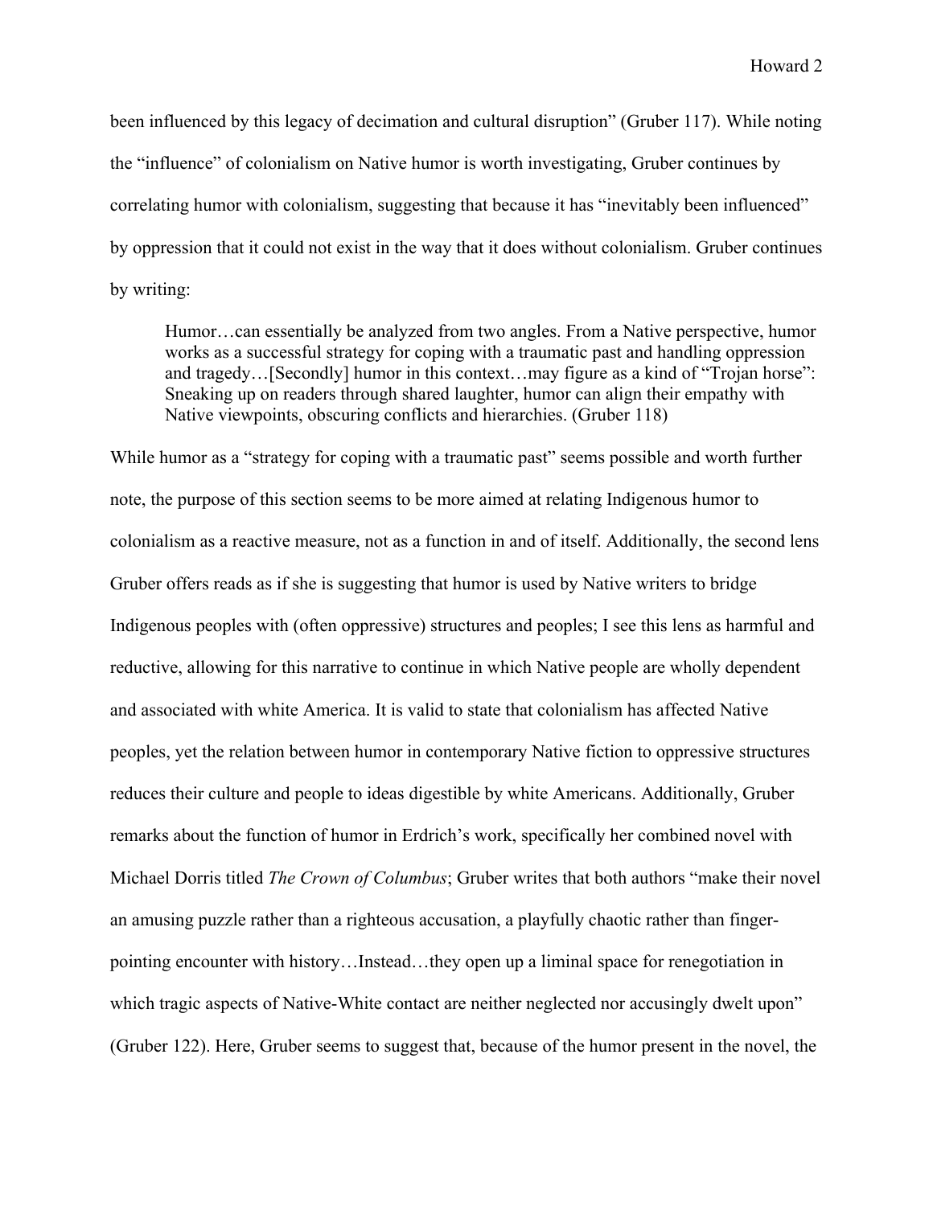been influenced by this legacy of decimation and cultural disruption" (Gruber 117). While noting the "influence" of colonialism on Native humor is worth investigating, Gruber continues by correlating humor with colonialism, suggesting that because it has "inevitably been influenced" by oppression that it could not exist in the way that it does without colonialism. Gruber continues by writing:

> Humor…can essentially be analyzed from two angles. From a Native perspective, humor works as a successful strategy for coping with a traumatic past and handling oppression and tragedy…[Secondly] humor in this context…may figure as a kind of "Trojan horse": Sneaking up on readers through shared laughter, humor can align their empathy with Native viewpoints, obscuring conflicts and hierarchies. (Gruber 118)

While humor as a "strategy for coping with a traumatic past" seems possible and worth further note, the purpose of this section seems to be more aimed at relating Indigenous humor to colonialism as a reactive measure, not as a function in and of itself. Additionally, the second lens Gruber offers reads as if she is suggesting that humor is used by Native writers to bridge Indigenous peoples with (often oppressive) structures and peoples; I see this lens as harmful and reductive, allowing for this narrative to continue in which Native people are wholly dependent and associated with white America. It is valid to state that colonialism has affected Native peoples, yet the relation between humor in contemporary Native fiction to oppressive structures reduces their culture and people to ideas digestible by white Americans. Additionally, Gruber remarks about the function of humor in Erdrich's work, specifically her combined novel with Michael Dorris titled *The Crown of Columbus*; Gruber writes that both authors "make their novel an amusing puzzle rather than a righteous accusation, a playfully chaotic rather than finger-pointing encounter with history…Instead…they open up a liminal space for renegotiation in which tragic aspects of Native-White contact are neither neglected nor accusingly dwelt upon" (Gruber 122). Here, Gruber seems to suggest that, because of the humor present in the novel, the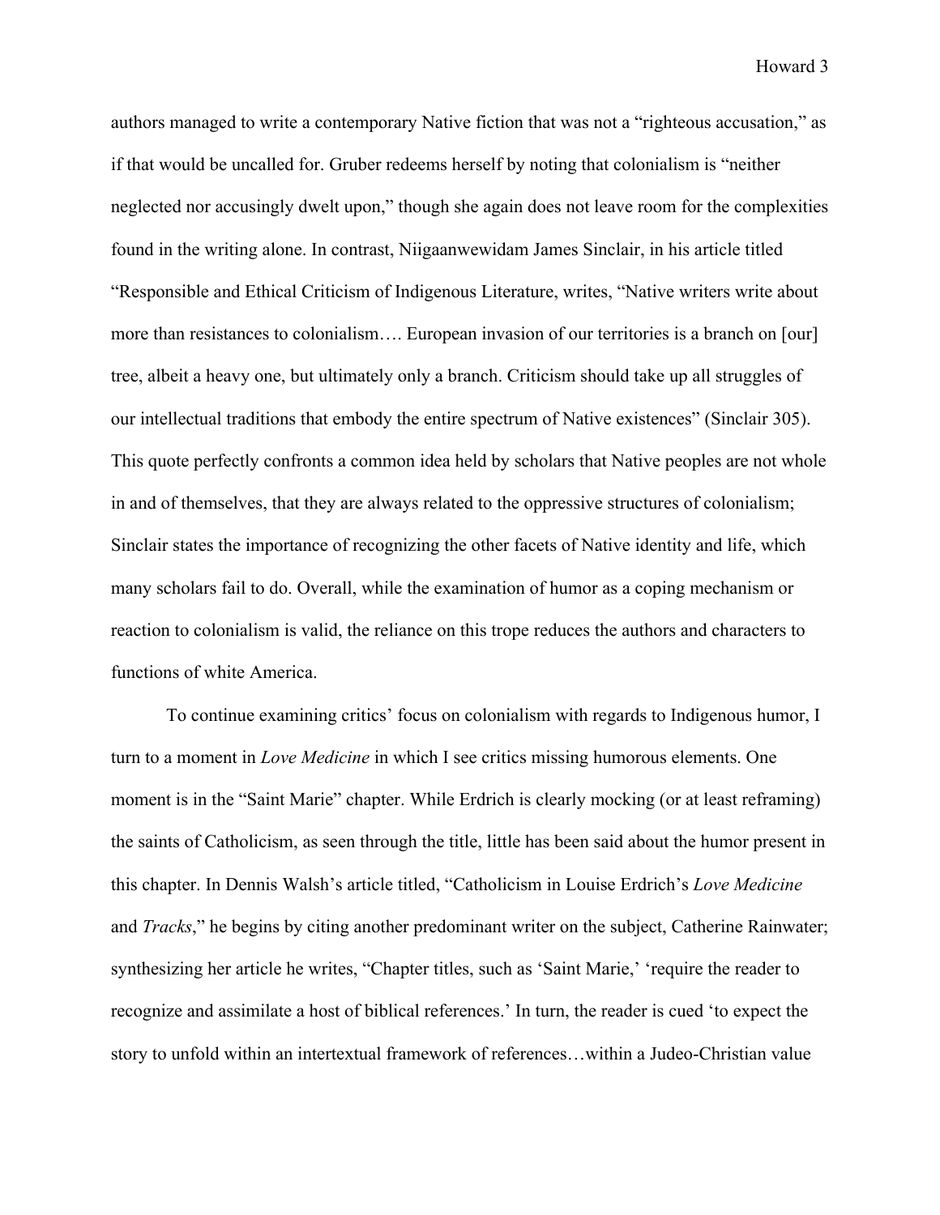authors managed to write a contemporary Native fiction that was not a "righteous accusation," as if that would be uncalled for. Gruber redeems herself by noting that colonialism is "neither neglected nor accusingly dwelt upon," though she again does not leave room for the complexities found in the writing alone. In contrast, Niigaanwewidam James Sinclair, in his article titled "Responsible and Ethical Criticism of Indigenous Literature, writes, "Native writers write about more than resistances to colonialism…. European invasion of our territories is a branch on [our] tree, albeit a heavy one, but ultimately only a branch. Criticism should take up all struggles of our intellectual traditions that embody the entire spectrum of Native existences" (Sinclair 305). This quote perfectly confronts a common idea held by scholars that Native peoples are not whole in and of themselves, that they are always related to the oppressive structures of colonialism; Sinclair states the importance of recognizing the other facets of Native identity and life, which many scholars fail to do. Overall, while the examination of humor as a coping mechanism or reaction to colonialism is valid, the reliance on this trope reduces the authors and characters to functions of white America.

To continue examining critics' focus on colonialism with regards to Indigenous humor, I turn to a moment in *Love Medicine* in which I see critics missing humorous elements. One moment is in the "Saint Marie" chapter. While Erdrich is clearly mocking (or at least reframing) the saints of Catholicism, as seen through the title, little has been said about the humor present in this chapter. In Dennis Walsh's article titled, "Catholicism in Louise Erdrich's *Love Medicine* and *Tracks*," he begins by citing another predominant writer on the subject, Catherine Rainwater; synthesizing her article he writes, "Chapter titles, such as 'Saint Marie,' 'require the reader to recognize and assimilate a host of biblical references.' In turn, the reader is cued 'to expect the story to unfold within an intertextual framework of references…within a Judeo-Christian value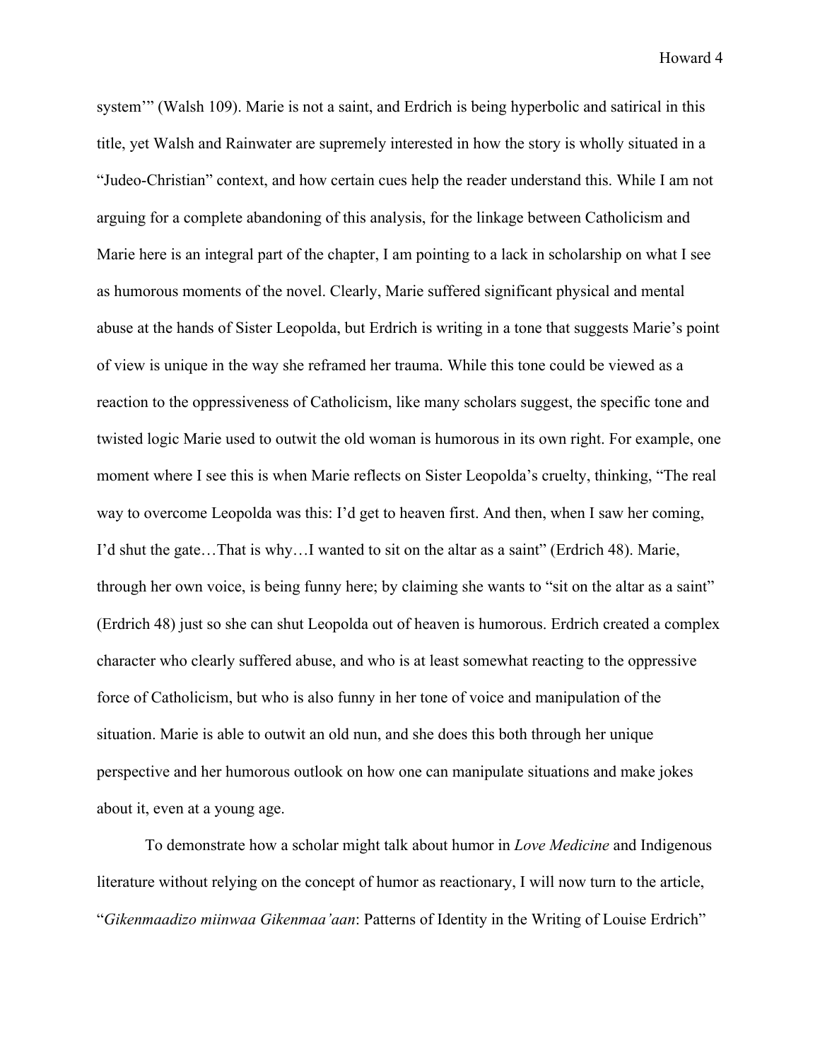system'" (Walsh 109). Marie is not a saint, and Erdrich is being hyperbolic and satirical in this title, yet Walsh and Rainwater are supremely interested in how the story is wholly situated in a "Judeo-Christian" context, and how certain cues help the reader understand this. While I am not arguing for a complete abandoning of this analysis, for the linkage between Catholicism and Marie here is an integral part of the chapter, I am pointing to a lack in scholarship on what I see as humorous moments of the novel. Clearly, Marie suffered significant physical and mental abuse at the hands of Sister Leopolda, but Erdrich is writing in a tone that suggests Marie's point of view is unique in the way she reframed her trauma. While this tone could be viewed as a reaction to the oppressiveness of Catholicism, like many scholars suggest, the specific tone and twisted logic Marie used to outwit the old woman is humorous in its own right. For example, one moment where I see this is when Marie reflects on Sister Leopolda's cruelty, thinking, "The real way to overcome Leopolda was this: I'd get to heaven first. And then, when I saw her coming, I'd shut the gate…That is why…I wanted to sit on the altar as a saint" (Erdrich 48). Marie, through her own voice, is being funny here; by claiming she wants to "sit on the altar as a saint" (Erdrich 48) just so she can shut Leopolda out of heaven is humorous. Erdrich created a complex character who clearly suffered abuse, and who is at least somewhat reacting to the oppressive force of Catholicism, but who is also funny in her tone of voice and manipulation of the situation. Marie is able to outwit an old nun, and she does this both through her unique perspective and her humorous outlook on how one can manipulate situations and make jokes about it, even at a young age.

To demonstrate how a scholar might talk about humor in *Love Medicine* and Indigenous literature without relying on the concept of humor as reactionary, I will now turn to the article, "*Gikenmaadizo miinwaa Gikenmaa'aan*: Patterns of Identity in the Writing of Louise Erdrich"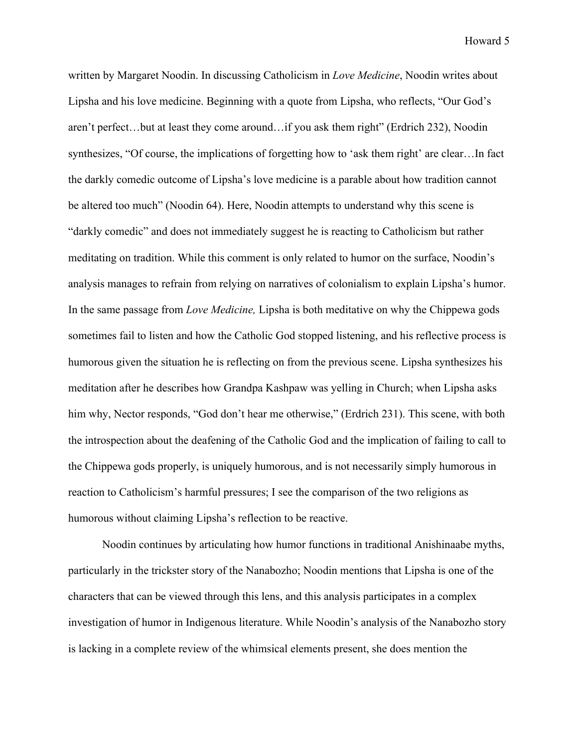written by Margaret Noodin. In discussing Catholicism in *Love Medicine*, Noodin writes about Lipsha and his love medicine. Beginning with a quote from Lipsha, who reflects, "Our God's aren't perfect…but at least they come around…if you ask them right" (Erdrich 232), Noodin synthesizes, "Of course, the implications of forgetting how to 'ask them right' are clear…In fact the darkly comedic outcome of Lipsha's love medicine is a parable about how tradition cannot be altered too much" (Noodin 64). Here, Noodin attempts to understand why this scene is "darkly comedic" and does not immediately suggest he is reacting to Catholicism but rather meditating on tradition. While this comment is only related to humor on the surface, Noodin's analysis manages to refrain from relying on narratives of colonialism to explain Lipsha's humor. In the same passage from *Love Medicine,* Lipsha is both meditative on why the Chippewa gods sometimes fail to listen and how the Catholic God stopped listening, and his reflective process is humorous given the situation he is reflecting on from the previous scene. Lipsha synthesizes his meditation after he describes how Grandpa Kashpaw was yelling in Church; when Lipsha asks him why, Nector responds, "God don't hear me otherwise," (Erdrich 231). This scene, with both the introspection about the deafening of the Catholic God and the implication of failing to call to the Chippewa gods properly, is uniquely humorous, and is not necessarily simply humorous in reaction to Catholicism's harmful pressures; I see the comparison of the two religions as humorous without claiming Lipsha's reflection to be reactive.

Noodin continues by articulating how humor functions in traditional Anishinaabe myths, particularly in the trickster story of the Nanabozho; Noodin mentions that Lipsha is one of the characters that can be viewed through this lens, and this analysis participates in a complex investigation of humor in Indigenous literature. While Noodin's analysis of the Nanabozho story is lacking in a complete review of the whimsical elements present, she does mention the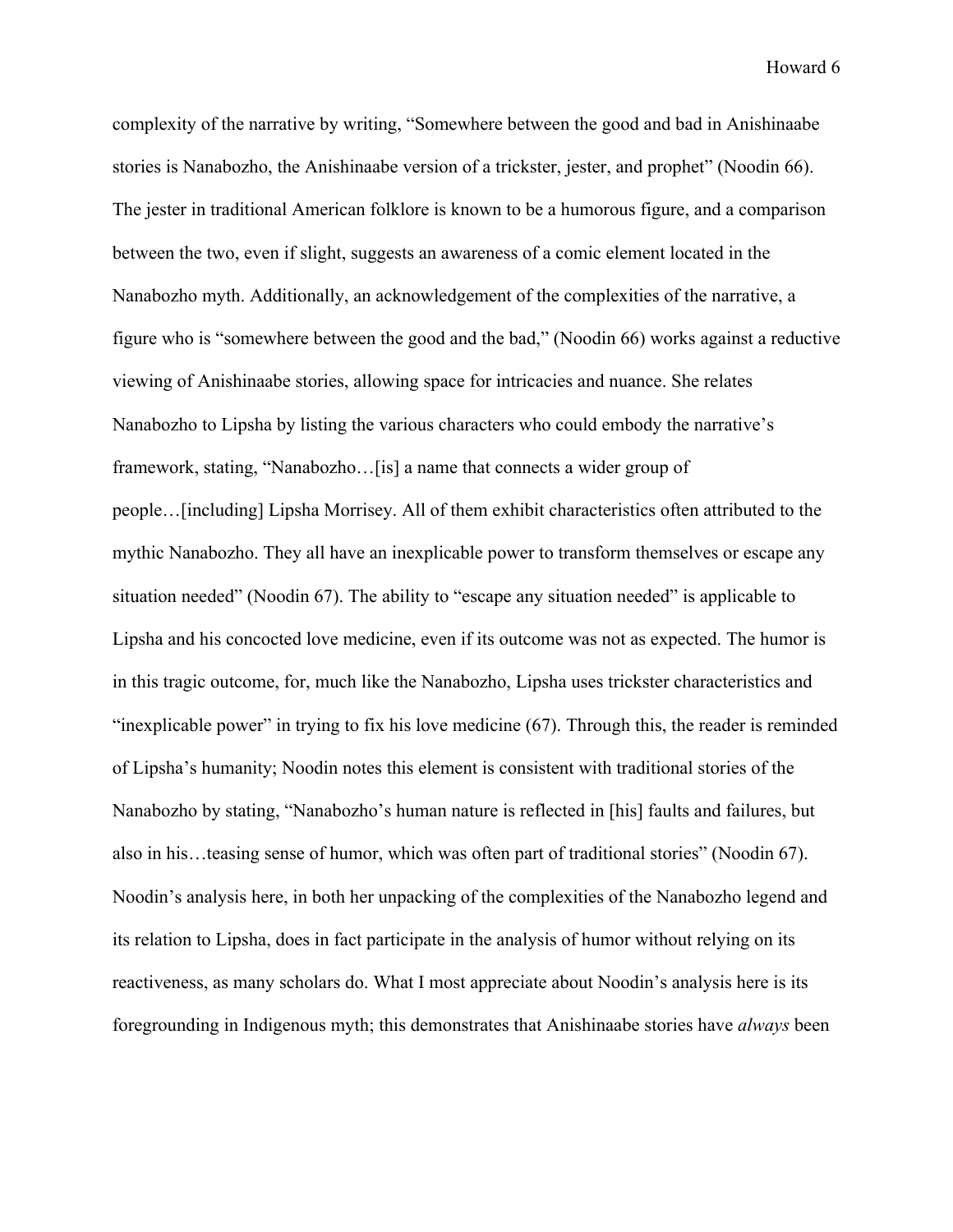complexity of the narrative by writing, "Somewhere between the good and bad in Anishinaabe stories is Nanabozho, the Anishinaabe version of a trickster, jester, and prophet" (Noodin 66). The jester in traditional American folklore is known to be a humorous figure, and a comparison between the two, even if slight, suggests an awareness of a comic element located in the Nanabozho myth. Additionally, an acknowledgement of the complexities of the narrative, a figure who is "somewhere between the good and the bad," (Noodin 66) works against a reductive viewing of Anishinaabe stories, allowing space for intricacies and nuance. She relates Nanabozho to Lipsha by listing the various characters who could embody the narrative's framework, stating, "Nanabozho…[is] a name that connects a wider group of people…[including] Lipsha Morrisey. All of them exhibit characteristics often attributed to the mythic Nanabozho. They all have an inexplicable power to transform themselves or escape any situation needed" (Noodin 67). The ability to "escape any situation needed" is applicable to Lipsha and his concocted love medicine, even if its outcome was not as expected. The humor is in this tragic outcome, for, much like the Nanabozho, Lipsha uses trickster characteristics and "inexplicable power" in trying to fix his love medicine (67). Through this, the reader is reminded of Lipsha's humanity; Noodin notes this element is consistent with traditional stories of the Nanabozho by stating, "Nanabozho's human nature is reflected in [his] faults and failures, but also in his…teasing sense of humor, which was often part of traditional stories" (Noodin 67). Noodin's analysis here, in both her unpacking of the complexities of the Nanabozho legend and its relation to Lipsha, does in fact participate in the analysis of humor without relying on its reactiveness, as many scholars do. What I most appreciate about Noodin's analysis here is its foregrounding in Indigenous myth; this demonstrates that Anishinaabe stories have *always* been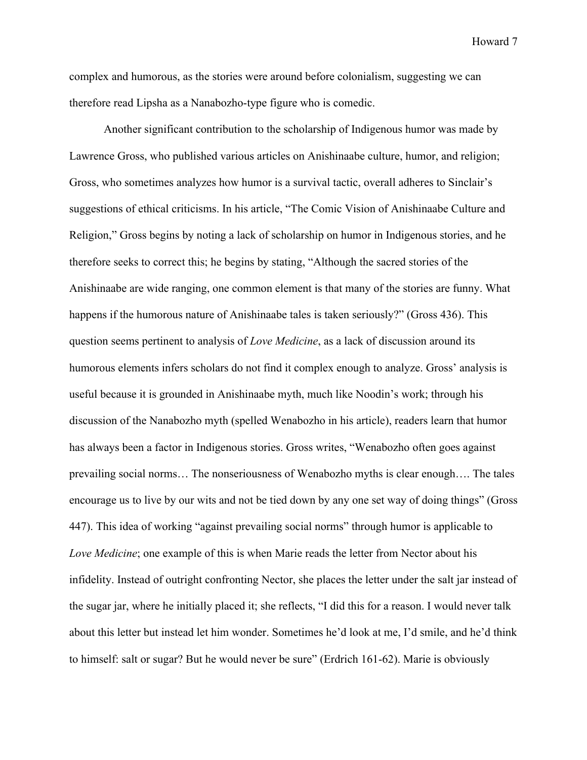complex and humorous, as the stories were around before colonialism, suggesting we can therefore read Lipsha as a Nanabozho-type figure who is comedic.

Another significant contribution to the scholarship of Indigenous humor was made by Lawrence Gross, who published various articles on Anishinaabe culture, humor, and religion; Gross, who sometimes analyzes how humor is a survival tactic, overall adheres to Sinclair's suggestions of ethical criticisms. In his article, "The Comic Vision of Anishinaabe Culture and Religion," Gross begins by noting a lack of scholarship on humor in Indigenous stories, and he therefore seeks to correct this; he begins by stating, "Although the sacred stories of the Anishinaabe are wide ranging, one common element is that many of the stories are funny. What happens if the humorous nature of Anishinaabe tales is taken seriously?" (Gross 436). This question seems pertinent to analysis of *Love Medicine*, as a lack of discussion around its humorous elements infers scholars do not find it complex enough to analyze. Gross' analysis is useful because it is grounded in Anishinaabe myth, much like Noodin's work; through his discussion of the Nanabozho myth (spelled Wenabozho in his article), readers learn that humor has always been a factor in Indigenous stories. Gross writes, "Wenabozho often goes against prevailing social norms… The nonseriousness of Wenabozho myths is clear enough…. The tales encourage us to live by our wits and not be tied down by any one set way of doing things" (Gross 447). This idea of working "against prevailing social norms" through humor is applicable to *Love Medicine*; one example of this is when Marie reads the letter from Nector about his infidelity. Instead of outright confronting Nector, she places the letter under the salt jar instead of the sugar jar, where he initially placed it; she reflects, "I did this for a reason. I would never talk about this letter but instead let him wonder. Sometimes he'd look at me, I'd smile, and he'd think to himself: salt or sugar? But he would never be sure" (Erdrich 161-62). Marie is obviously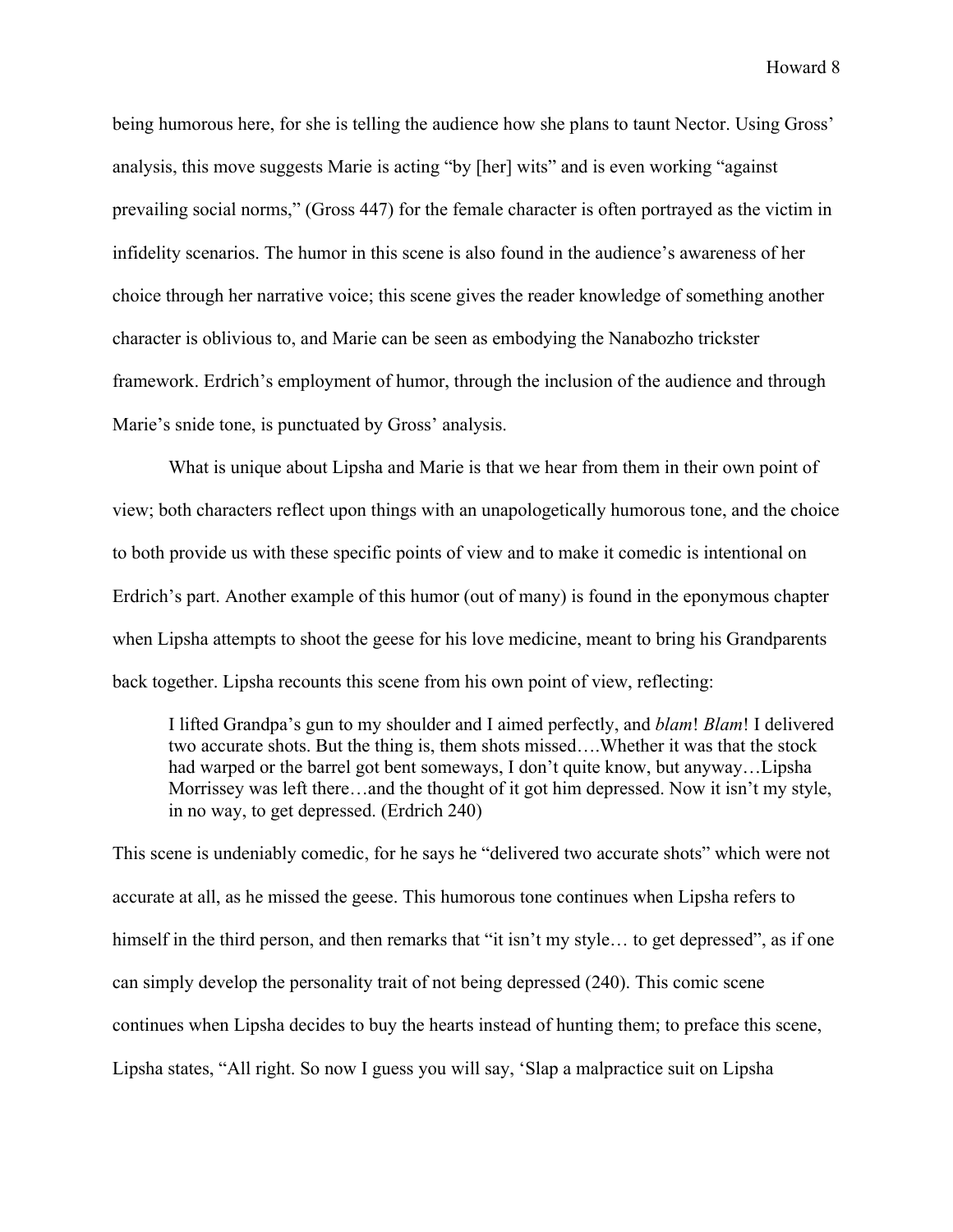being humorous here, for she is telling the audience how she plans to taunt Nector. Using Gross' analysis, this move suggests Marie is acting "by [her] wits" and is even working "against prevailing social norms," (Gross 447) for the female character is often portrayed as the victim in infidelity scenarios. The humor in this scene is also found in the audience's awareness of her choice through her narrative voice; this scene gives the reader knowledge of something another character is oblivious to, and Marie can be seen as embodying the Nanabozho trickster framework. Erdrich's employment of humor, through the inclusion of the audience and through Marie's snide tone, is punctuated by Gross' analysis.

What is unique about Lipsha and Marie is that we hear from them in their own point of view; both characters reflect upon things with an unapologetically humorous tone, and the choice to both provide us with these specific points of view and to make it comedic is intentional on Erdrich's part. Another example of this humor (out of many) is found in the eponymous chapter when Lipsha attempts to shoot the geese for his love medicine, meant to bring his Grandparents back together. Lipsha recounts this scene from his own point of view, reflecting:

> I lifted Grandpa's gun to my shoulder and I aimed perfectly, and *blam*! *Blam*! I delivered two accurate shots. But the thing is, them shots missed….Whether it was that the stock had warped or the barrel got bent someways, I don't quite know, but anyway…Lipsha Morrissey was left there…and the thought of it got him depressed. Now it isn't my style, in no way, to get depressed. (Erdrich 240)

This scene is undeniably comedic, for he says he "delivered two accurate shots" which were not accurate at all, as he missed the geese. This humorous tone continues when Lipsha refers to himself in the third person, and then remarks that "it isn't my style… to get depressed", as if one can simply develop the personality trait of not being depressed (240). This comic scene continues when Lipsha decides to buy the hearts instead of hunting them; to preface this scene, Lipsha states, "All right. So now I guess you will say, 'Slap a malpractice suit on Lipsha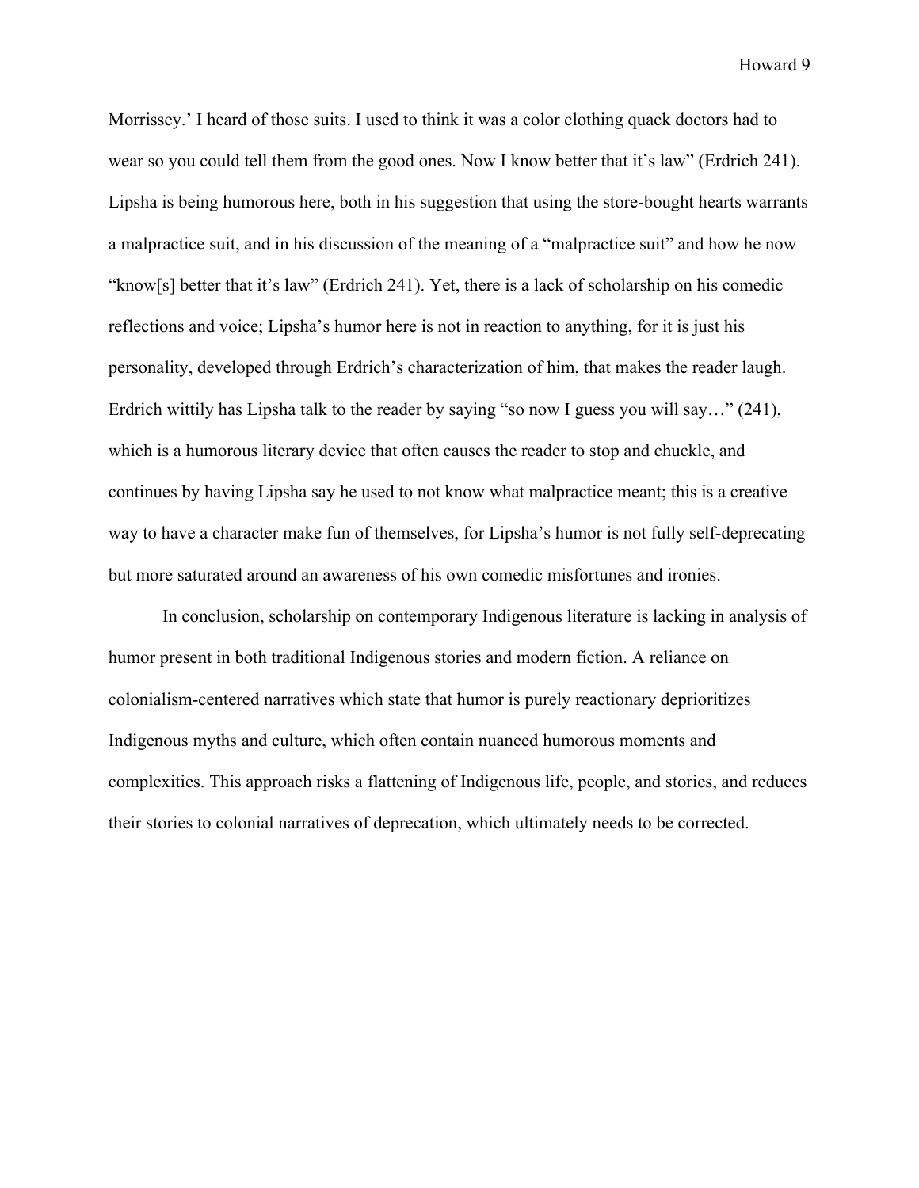Morrissey.' I heard of those suits. I used to think it was a color clothing quack doctors had to wear so you could tell them from the good ones. Now I know better that it's law" (Erdrich 241). Lipsha is being humorous here, both in his suggestion that using the store-bought hearts warrants a malpractice suit, and in his discussion of the meaning of a "malpractice suit" and how he now "know[s] better that it's law" (Erdrich 241). Yet, there is a lack of scholarship on his comedic reflections and voice; Lipsha's humor here is not in reaction to anything, for it is just his personality, developed through Erdrich's characterization of him, that makes the reader laugh. Erdrich wittily has Lipsha talk to the reader by saying "so now I guess you will say…" (241), which is a humorous literary device that often causes the reader to stop and chuckle, and continues by having Lipsha say he used to not know what malpractice meant; this is a creative way to have a character make fun of themselves, for Lipsha's humor is not fully self-deprecating but more saturated around an awareness of his own comedic misfortunes and ironies.

In conclusion, scholarship on contemporary Indigenous literature is lacking in analysis of humor present in both traditional Indigenous stories and modern fiction. A reliance on colonialism-centered narratives which state that humor is purely reactionary deprioritizes Indigenous myths and culture, which often contain nuanced humorous moments and complexities. This approach risks a flattening of Indigenous life, people, and stories, and reduces their stories to colonial narratives of deprecation, which ultimately needs to be corrected.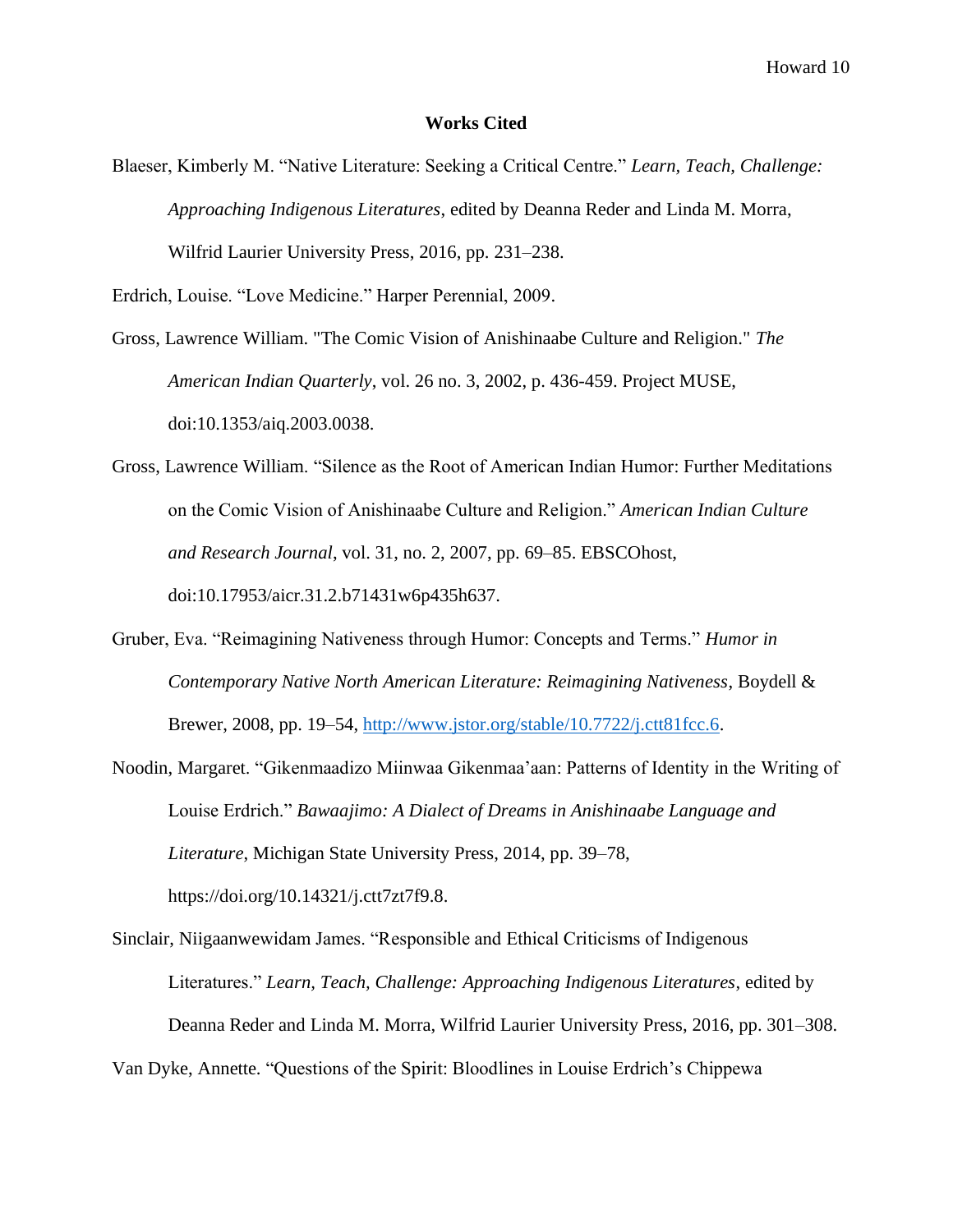# **Works Cited**

Blaeser, Kimberly M. "Native Literature: Seeking a Critical Centre." *Learn, Teach, Challenge: Approaching Indigenous Literatures*, edited by Deanna Reder and Linda M. Morra, Wilfrid Laurier University Press, 2016, pp. 231–238.

Erdrich, Louise. "Love Medicine." Harper Perennial, 2009.

Gross, Lawrence William. "The Comic Vision of Anishinaabe Culture and Religion." *The American Indian Quarterly*, vol. 26 no. 3, 2002, p. 436-459. Project MUSE, doi:10.1353/aiq.2003.0038.

Gross, Lawrence William. "Silence as the Root of American Indian Humor: Further Meditations on the Comic Vision of Anishinaabe Culture and Religion." *American Indian Culture and Research Journal*, vol. 31, no. 2, 2007, pp. 69–85. EBSCOhost, doi:10.17953/aicr.31.2.b71431w6p435h637.

Gruber, Eva. "Reimagining Nativeness through Humor: Concepts and Terms." *Humor in Contemporary Native North American Literature: Reimagining Nativeness*, Boydell & Brewer, 2008, pp. 19–54, http://www.jstor.org/stable/10.7722/j.ctt81fcc.6.

Noodin, Margaret. "Gikenmaadizo Miinwaa Gikenmaa'aan: Patterns of Identity in the Writing of Louise Erdrich." *Bawaajimo: A Dialect of Dreams in Anishinaabe Language and Literature*, Michigan State University Press, 2014, pp. 39–78, https://doi.org/10.14321/j.ctt7zt7f9.8.

Sinclair, Niigaanwewidam James. "Responsible and Ethical Criticisms of Indigenous Literatures." *Learn, Teach, Challenge: Approaching Indigenous Literatures*, edited by Deanna Reder and Linda M. Morra, Wilfrid Laurier University Press, 2016, pp. 301–308.

Van Dyke, Annette. "Questions of the Spirit: Bloodlines in Louise Erdrich's Chippewa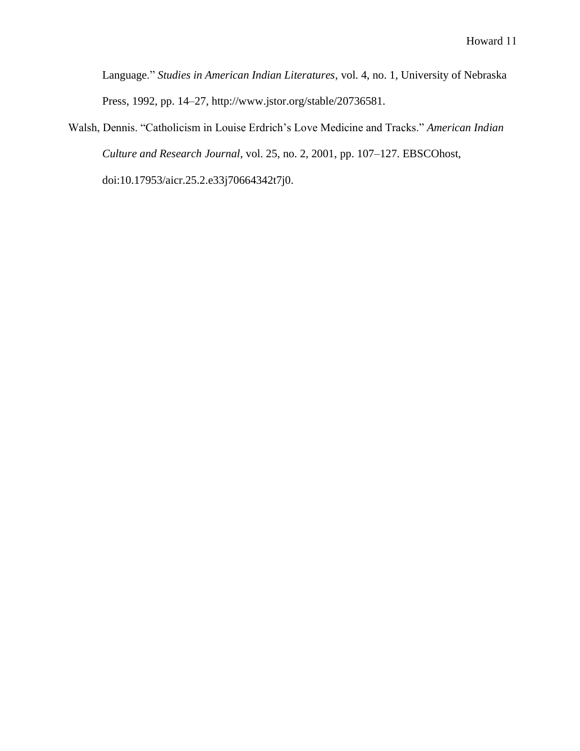Language." *Studies in American Indian Literatures*, vol. 4, no. 1, University of Nebraska Press, 1992, pp. 14–27, http://www.jstor.org/stable/20736581.

Walsh, Dennis. "Catholicism in Louise Erdrich's Love Medicine and Tracks." *American Indian Culture and Research Journal*, vol. 25, no. 2, 2001, pp. 107–127. EBSCOhost, doi:10.17953/aicr.25.2.e33j70664342t7j0.